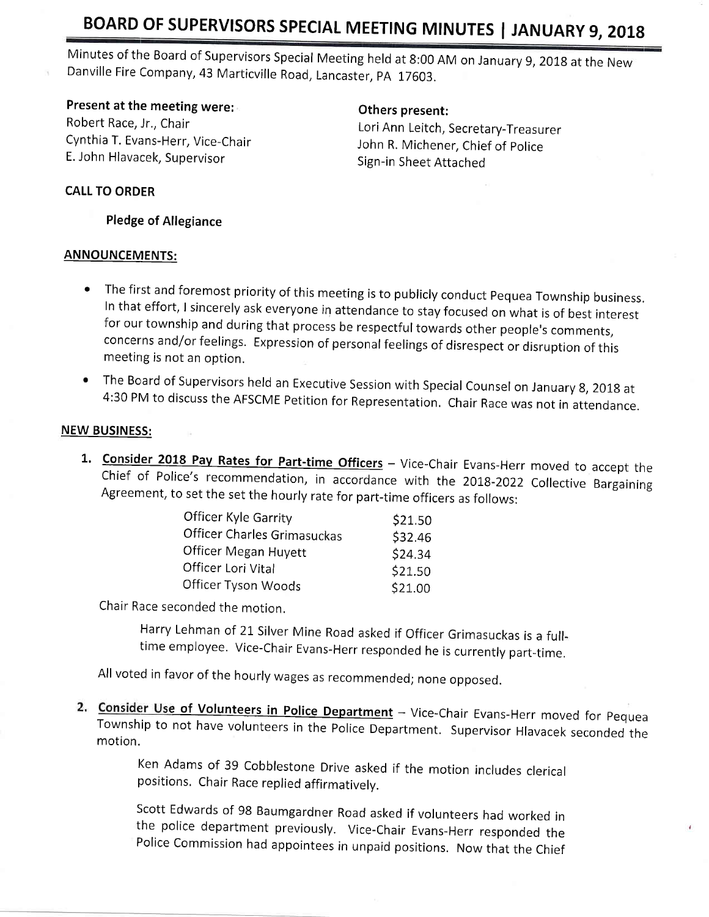# BOARD OF SUPERVISORS SPECIAL MEETING MINUTES | JANUARY 9, 2018

Minutes of the Board of Supervisors Special Meeting held at 8:00 AM on January 9, 2018 at the New Danville Fire Company, 43 Marticville Road, Lancaster, PA 17603.

**Present at the meeting were:**
Robert Race, Jr., Chair
Cynthia T. Evans-Herr, Vice-Chair
E. John Hlavacek, Supervisor

**Others present:**
Lori Ann Leitch, Secretary-Treasurer
John R. Michener, Chief of Police
Sign-in Sheet Attached

**CALL TO ORDER**

**Pledge of Allegiance**

**ANNOUNCEMENTS:**

- The first and foremost priority of this meeting is to publicly conduct Pequea Township business. In that effort, I sincerely ask everyone in attendance to stay focused on what is of best interest for our township and during that process be respectful towards other people's comments, concerns and/or feelings. Expression of personal feelings of disrespect or disruption of this meeting is not an option.
- The Board of Supervisors held an Executive Session with Special Counsel on January 8, 2018 at 4:30 PM to discuss the AFSCME Petition for Representation. Chair Race was not in attendance.

**NEW BUSINESS:**

1. **Consider 2018 Pay Rates for Part-time Officers** – Vice-Chair Evans-Herr moved to accept the Chief of Police's recommendation, in accordance with the 2018-2022 Collective Bargaining Agreement, to set the set the hourly rate for part-time officers as follows:

| Officer | Rate |
|---|---|
| Officer Kyle Garrity | $21.50 |
| Officer Charles Grimasuckas | $32.46 |
| Officer Megan Huyett | $24.34 |
| Officer Lori Vital | $21.50 |
| Officer Tyson Woods | $21.00 |

Chair Race seconded the motion.

> Harry Lehman of 21 Silver Mine Road asked if Officer Grimasuckas is a full-time employee. Vice-Chair Evans-Herr responded he is currently part-time.

All voted in favor of the hourly wages as recommended; none opposed.

2. **Consider Use of Volunteers in Police Department** – Vice-Chair Evans-Herr moved for Pequea Township to not have volunteers in the Police Department. Supervisor Hlavacek seconded the motion.

> Ken Adams of 39 Cobblestone Drive asked if the motion includes clerical positions. Chair Race replied affirmatively.
>
> Scott Edwards of 98 Baumgardner Road asked if volunteers had worked in the police department previously. Vice-Chair Evans-Herr responded the Police Commission had appointees in unpaid positions. Now that the Chief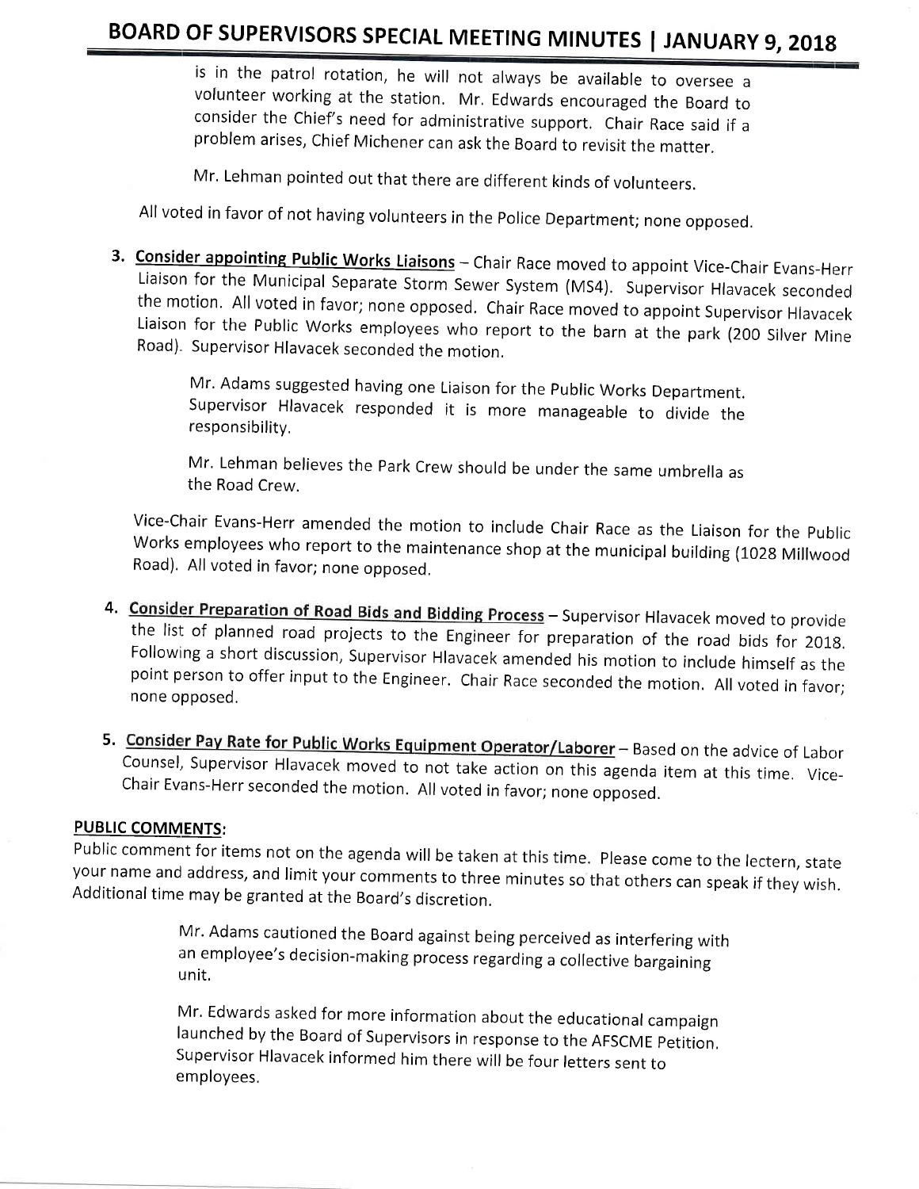is in the patrol rotation, he will not always be available to oversee a volunteer working at the station. Mr. Edwards encouraged the Board to consider the Chief's need for administrative support. Chair Race said if a problem arises, Chief Michener can ask the Board to revisit the matter.

> Mr. Lehman pointed out that there are different kinds of volunteers.

All voted in favor of not having volunteers in the Police Department; none opposed.

3. **Consider appointing Public Works Liaisons** – Chair Race moved to appoint Vice-Chair Evans-Herr Liaison for the Municipal Separate Storm Sewer System (MS4). Supervisor Hlavacek seconded the motion. All voted in favor; none opposed. Chair Race moved to appoint Supervisor Hlavacek Liaison for the Public Works employees who report to the barn at the park (200 Silver Mine Road). Supervisor Hlavacek seconded the motion.

   > Mr. Adams suggested having one Liaison for the Public Works Department. Supervisor Hlavacek responded it is more manageable to divide the responsibility.

   > Mr. Lehman believes the Park Crew should be under the same umbrella as the Road Crew.

   Vice-Chair Evans-Herr amended the motion to include Chair Race as the Liaison for the Public Works employees who report to the maintenance shop at the municipal building (1028 Millwood Road). All voted in favor; none opposed.

4. **Consider Preparation of Road Bids and Bidding Process** – Supervisor Hlavacek moved to provide the list of planned road projects to the Engineer for preparation of the road bids for 2018. Following a short discussion, Supervisor Hlavacek amended his motion to include himself as the point person to offer input to the Engineer. Chair Race seconded the motion. All voted in favor; none opposed.

5. **Consider Pay Rate for Public Works Equipment Operator/Laborer** – Based on the advice of Labor Counsel, Supervisor Hlavacek moved to not take action on this agenda item at this time. Vice-Chair Evans-Herr seconded the motion. All voted in favor; none opposed.

**PUBLIC COMMENTS:**

Public comment for items not on the agenda will be taken at this time. Please come to the lectern, state your name and address, and limit your comments to three minutes so that others can speak if they wish. Additional time may be granted at the Board's discretion.

> Mr. Adams cautioned the Board against being perceived as interfering with an employee's decision-making process regarding a collective bargaining unit.

> Mr. Edwards asked for more information about the educational campaign launched by the Board of Supervisors in response to the AFSCME Petition. Supervisor Hlavacek informed him there will be four letters sent to employees.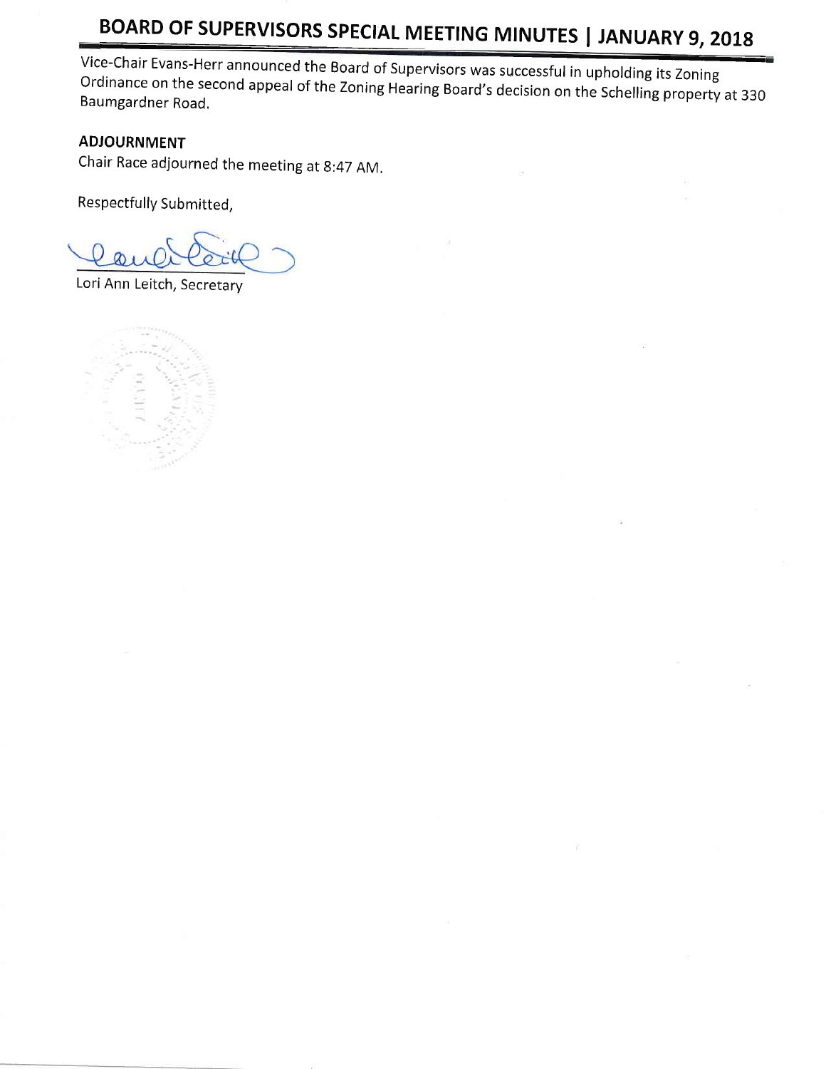Vice-Chair Evans-Herr announced the Board of Supervisors was successful in upholding its Zoning Ordinance on the second appeal of the Zoning Hearing Board's decision on the Schelling property at 330 Baumgardner Road.

**ADJOURNMENT**

Chair Race adjourned the meeting at 8:47 AM.

Respectfully Submitted,

Lori Ann Leitch, Secretary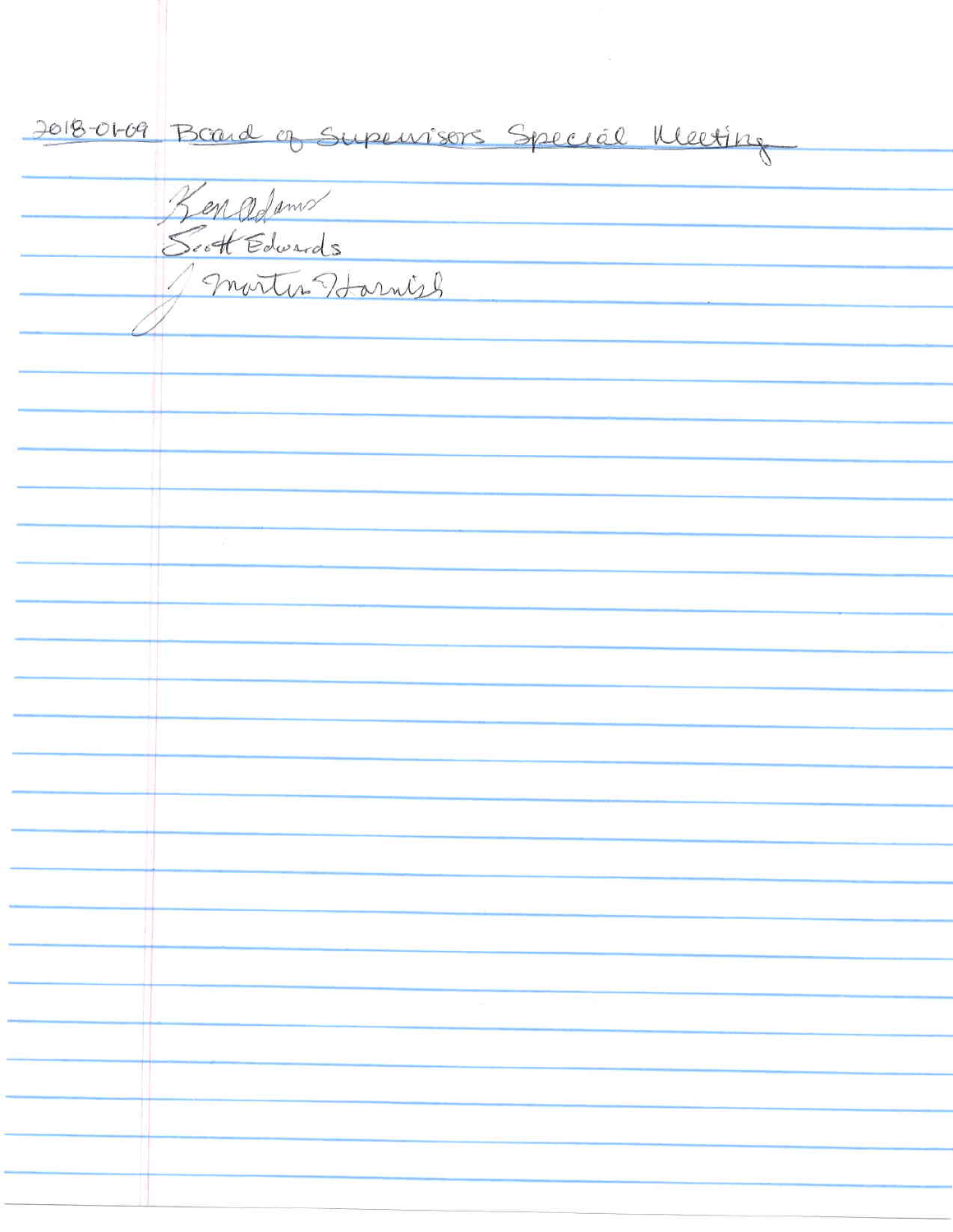2018-01-09 Board of Supervisors Special Meeting

Ken Adams

Scott Edwards

J Martin Harnish